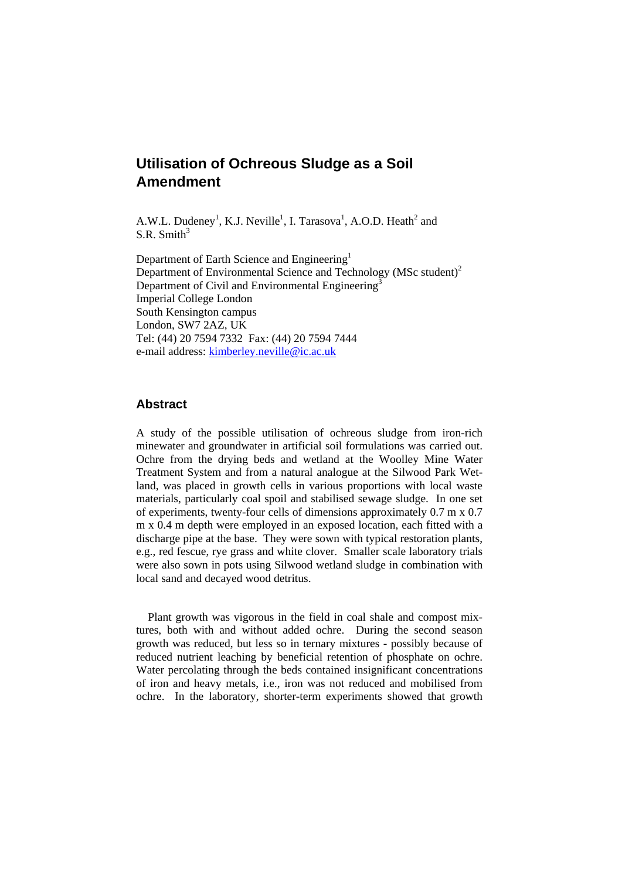# Utilisation of Ochreous Sludge as a Soil Amendment

A.W.L. Dudeney[1], K.J. Neville[1], I. Tarasova[1], A.O.D. Heath[2] and S.R. Smith[3]

Department of Earth Science and Engineering[1]
Department of Environmental Science and Technology (MSc student)[2]
Department of Civil and Environmental Engineering[3]
Imperial College London
South Kensington campus
London, SW7 2AZ, UK
Tel: (44) 20 7594 7332 Fax: (44) 20 7594 7444
e-mail address: kimberley.neville@ic.ac.uk

## Abstract

A study of the possible utilisation of ochreous sludge from iron-rich minewater and groundwater in artificial soil formulations was carried out. Ochre from the drying beds and wetland at the Woolley Mine Water Treatment System and from a natural analogue at the Silwood Park Wetland, was placed in growth cells in various proportions with local waste materials, particularly coal spoil and stabilised sewage sludge. In one set of experiments, twenty-four cells of dimensions approximately 0.7 m x 0.7 m x 0.4 m depth were employed in an exposed location, each fitted with a discharge pipe at the base. They were sown with typical restoration plants, e.g., red fescue, rye grass and white clover. Smaller scale laboratory trials were also sown in pots using Silwood wetland sludge in combination with local sand and decayed wood detritus.

Plant growth was vigorous in the field in coal shale and compost mixtures, both with and without added ochre. During the second season growth was reduced, but less so in ternary mixtures - possibly because of reduced nutrient leaching by beneficial retention of phosphate on ochre. Water percolating through the beds contained insignificant concentrations of iron and heavy metals, i.e., iron was not reduced and mobilised from ochre. In the laboratory, shorter-term experiments showed that growth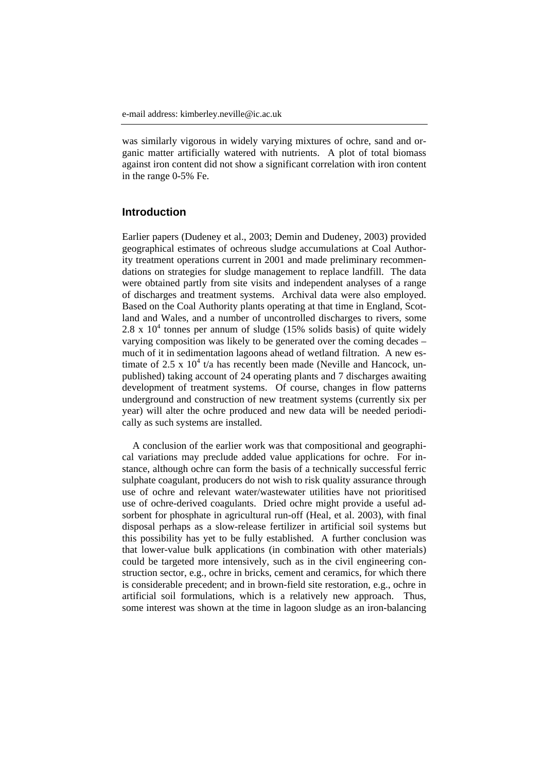e-mail address: kimberley.neville@ic.ac.uk

was similarly vigorous in widely varying mixtures of ochre, sand and organic matter artificially watered with nutrients. A plot of total biomass against iron content did not show a significant correlation with iron content in the range 0-5% Fe.

## Introduction

Earlier papers (Dudeney et al., 2003; Demin and Dudeney, 2003) provided geographical estimates of ochreous sludge accumulations at Coal Authority treatment operations current in 2001 and made preliminary recommendations on strategies for sludge management to replace landfill. The data were obtained partly from site visits and independent analyses of a range of discharges and treatment systems. Archival data were also employed. Based on the Coal Authority plants operating at that time in England, Scotland and Wales, and a number of uncontrolled discharges to rivers, some $2.8 \times 10^4$ tonnes per annum of sludge (15% solids basis) of quite widely varying composition was likely to be generated over the coming decades – much of it in sedimentation lagoons ahead of wetland filtration. A new estimate of $2.5 \times 10^4$ t/a has recently been made (Neville and Hancock, unpublished) taking account of 24 operating plants and 7 discharges awaiting development of treatment systems. Of course, changes in flow patterns underground and construction of new treatment systems (currently six per year) will alter the ochre produced and new data will be needed periodically as such systems are installed.

A conclusion of the earlier work was that compositional and geographical variations may preclude added value applications for ochre. For instance, although ochre can form the basis of a technically successful ferric sulphate coagulant, producers do not wish to risk quality assurance through use of ochre and relevant water/wastewater utilities have not prioritised use of ochre-derived coagulants. Dried ochre might provide a useful adsorbent for phosphate in agricultural run-off (Heal, et al. 2003), with final disposal perhaps as a slow-release fertilizer in artificial soil systems but this possibility has yet to be fully established. A further conclusion was that lower-value bulk applications (in combination with other materials) could be targeted more intensively, such as in the civil engineering construction sector, e.g., ochre in bricks, cement and ceramics, for which there is considerable precedent; and in brown-field site restoration, e.g., ochre in artificial soil formulations, which is a relatively new approach. Thus, some interest was shown at the time in lagoon sludge as an iron-balancing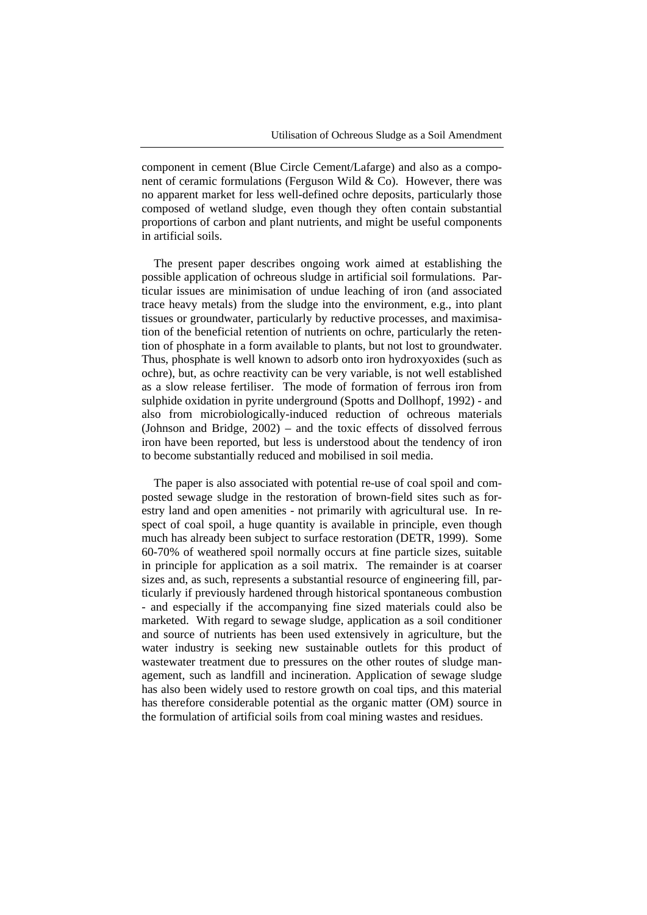component in cement (Blue Circle Cement/Lafarge) and also as a component of ceramic formulations (Ferguson Wild & Co). However, there was no apparent market for less well-defined ochre deposits, particularly those composed of wetland sludge, even though they often contain substantial proportions of carbon and plant nutrients, and might be useful components in artificial soils.

The present paper describes ongoing work aimed at establishing the possible application of ochreous sludge in artificial soil formulations. Particular issues are minimisation of undue leaching of iron (and associated trace heavy metals) from the sludge into the environment, e.g., into plant tissues or groundwater, particularly by reductive processes, and maximisation of the beneficial retention of nutrients on ochre, particularly the retention of phosphate in a form available to plants, but not lost to groundwater. Thus, phosphate is well known to adsorb onto iron hydroxyoxides (such as ochre), but, as ochre reactivity can be very variable, is not well established as a slow release fertiliser. The mode of formation of ferrous iron from sulphide oxidation in pyrite underground (Spotts and Dollhopf, 1992) - and also from microbiologically-induced reduction of ochreous materials (Johnson and Bridge, 2002) – and the toxic effects of dissolved ferrous iron have been reported, but less is understood about the tendency of iron to become substantially reduced and mobilised in soil media.

The paper is also associated with potential re-use of coal spoil and composted sewage sludge in the restoration of brown-field sites such as forestry land and open amenities - not primarily with agricultural use. In respect of coal spoil, a huge quantity is available in principle, even though much has already been subject to surface restoration (DETR, 1999). Some 60-70% of weathered spoil normally occurs at fine particle sizes, suitable in principle for application as a soil matrix. The remainder is at coarser sizes and, as such, represents a substantial resource of engineering fill, particularly if previously hardened through historical spontaneous combustion - and especially if the accompanying fine sized materials could also be marketed. With regard to sewage sludge, application as a soil conditioner and source of nutrients has been used extensively in agriculture, but the water industry is seeking new sustainable outlets for this product of wastewater treatment due to pressures on the other routes of sludge management, such as landfill and incineration. Application of sewage sludge has also been widely used to restore growth on coal tips, and this material has therefore considerable potential as the organic matter (OM) source in the formulation of artificial soils from coal mining wastes and residues.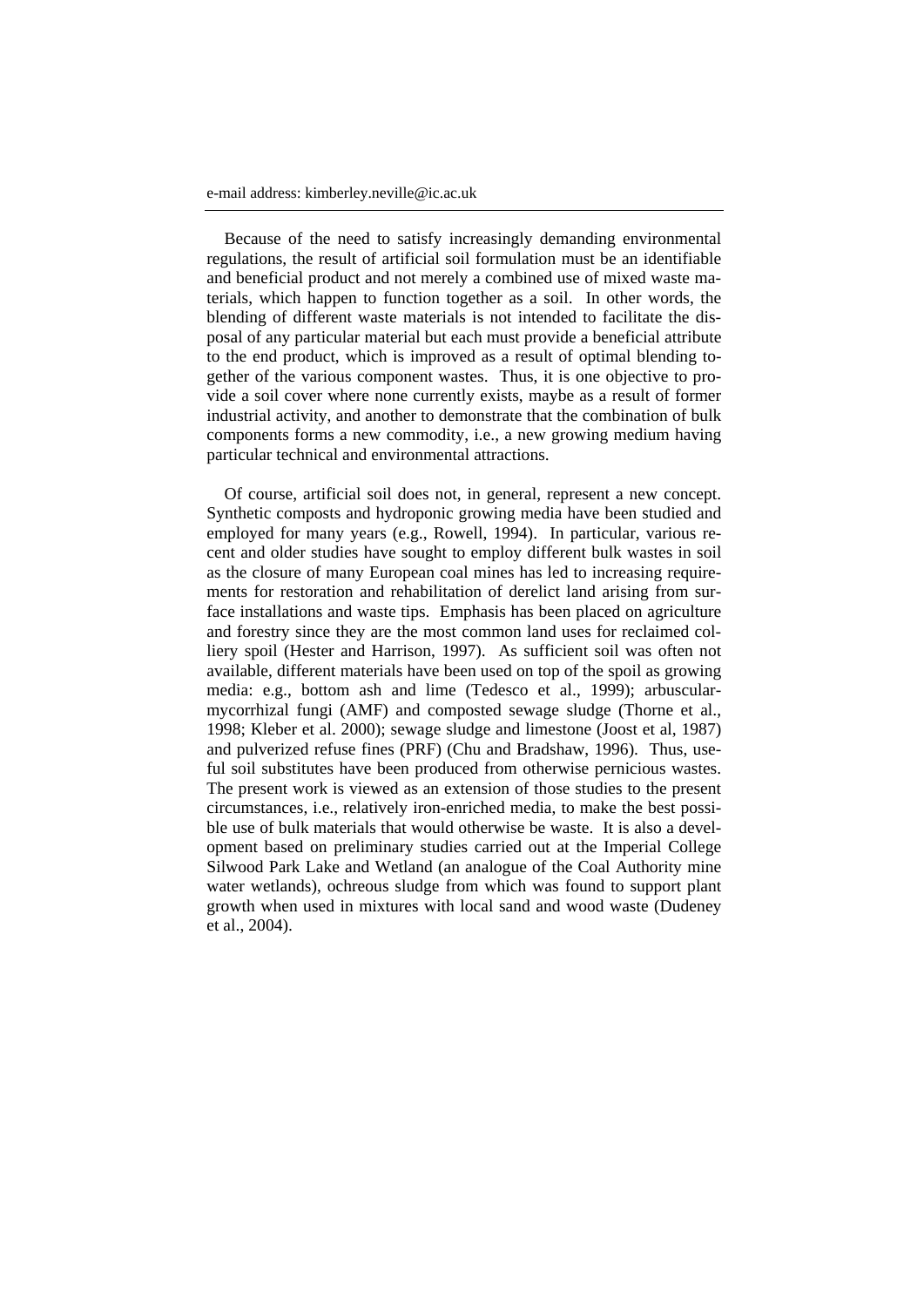e-mail address: kimberley.neville@ic.ac.uk

---

Because of the need to satisfy increasingly demanding environmental regulations, the result of artificial soil formulation must be an identifiable and beneficial product and not merely a combined use of mixed waste materials, which happen to function together as a soil. In other words, the blending of different waste materials is not intended to facilitate the disposal of any particular material but each must provide a beneficial attribute to the end product, which is improved as a result of optimal blending together of the various component wastes. Thus, it is one objective to provide a soil cover where none currently exists, maybe as a result of former industrial activity, and another to demonstrate that the combination of bulk components forms a new commodity, i.e., a new growing medium having particular technical and environmental attractions.

Of course, artificial soil does not, in general, represent a new concept. Synthetic composts and hydroponic growing media have been studied and employed for many years (e.g., Rowell, 1994). In particular, various recent and older studies have sought to employ different bulk wastes in soil as the closure of many European coal mines has led to increasing requirements for restoration and rehabilitation of derelict land arising from surface installations and waste tips. Emphasis has been placed on agriculture and forestry since they are the most common land uses for reclaimed colliery spoil (Hester and Harrison, 1997). As sufficient soil was often not available, different materials have been used on top of the spoil as growing media: e.g., bottom ash and lime (Tedesco et al., 1999); arbuscular-mycorrhizal fungi (AMF) and composted sewage sludge (Thorne et al., 1998; Kleber et al. 2000); sewage sludge and limestone (Joost et al, 1987) and pulverized refuse fines (PRF) (Chu and Bradshaw, 1996). Thus, useful soil substitutes have been produced from otherwise pernicious wastes. The present work is viewed as an extension of those studies to the present circumstances, i.e., relatively iron-enriched media, to make the best possible use of bulk materials that would otherwise be waste. It is also a development based on preliminary studies carried out at the Imperial College Silwood Park Lake and Wetland (an analogue of the Coal Authority mine water wetlands), ochreous sludge from which was found to support plant growth when used in mixtures with local sand and wood waste (Dudeney et al., 2004).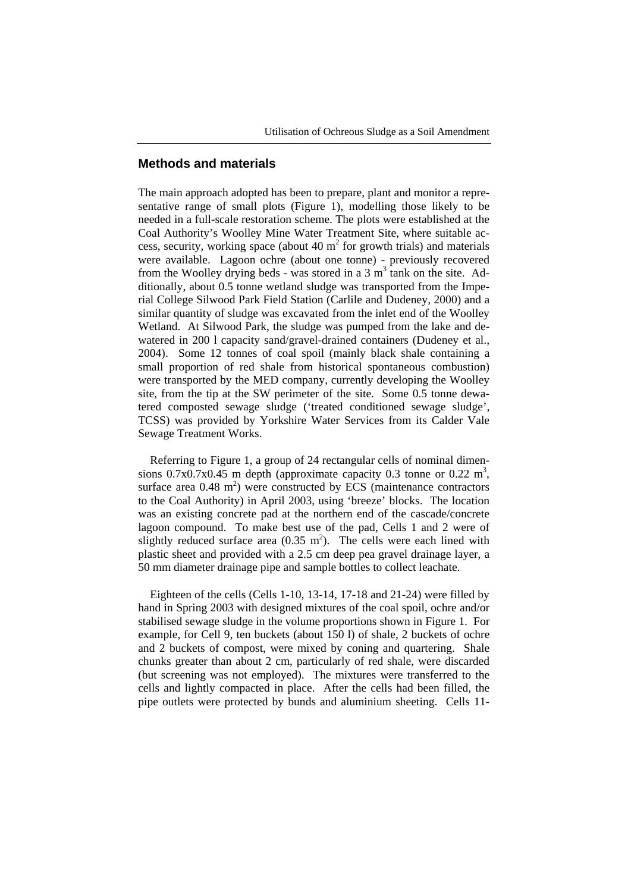## Methods and materials

The main approach adopted has been to prepare, plant and monitor a representative range of small plots (Figure 1), modelling those likely to be needed in a full-scale restoration scheme. The plots were established at the Coal Authority's Woolley Mine Water Treatment Site, where suitable access, security, working space (about 40 $m^2$ for growth trials) and materials were available. Lagoon ochre (about one tonne) - previously recovered from the Woolley drying beds - was stored in a 3 $m^3$ tank on the site. Additionally, about 0.5 tonne wetland sludge was transported from the Imperial College Silwood Park Field Station (Carlile and Dudeney, 2000) and a similar quantity of sludge was excavated from the inlet end of the Woolley Wetland. At Silwood Park, the sludge was pumped from the lake and dewatered in 200 l capacity sand/gravel-drained containers (Dudeney et al., 2004). Some 12 tonnes of coal spoil (mainly black shale containing a small proportion of red shale from historical spontaneous combustion) were transported by the MED company, currently developing the Woolley site, from the tip at the SW perimeter of the site. Some 0.5 tonne dewatered composted sewage sludge ('treated conditioned sewage sludge', TCSS) was provided by Yorkshire Water Services from its Calder Vale Sewage Treatment Works.

Referring to Figure 1, a group of 24 rectangular cells of nominal dimensions 0.7x0.7x0.45 m depth (approximate capacity 0.3 tonne or 0.22 $m^3$, surface area 0.48 $m^2$) were constructed by ECS (maintenance contractors to the Coal Authority) in April 2003, using 'breeze' blocks. The location was an existing concrete pad at the northern end of the cascade/concrete lagoon compound. To make best use of the pad, Cells 1 and 2 were of slightly reduced surface area (0.35 $m^2$). The cells were each lined with plastic sheet and provided with a 2.5 cm deep pea gravel drainage layer, a 50 mm diameter drainage pipe and sample bottles to collect leachate.

Eighteen of the cells (Cells 1-10, 13-14, 17-18 and 21-24) were filled by hand in Spring 2003 with designed mixtures of the coal spoil, ochre and/or stabilised sewage sludge in the volume proportions shown in Figure 1. For example, for Cell 9, ten buckets (about 150 l) of shale, 2 buckets of ochre and 2 buckets of compost, were mixed by coning and quartering. Shale chunks greater than about 2 cm, particularly of red shale, were discarded (but screening was not employed). The mixtures were transferred to the cells and lightly compacted in place. After the cells had been filled, the pipe outlets were protected by bunds and aluminium sheeting. Cells 11-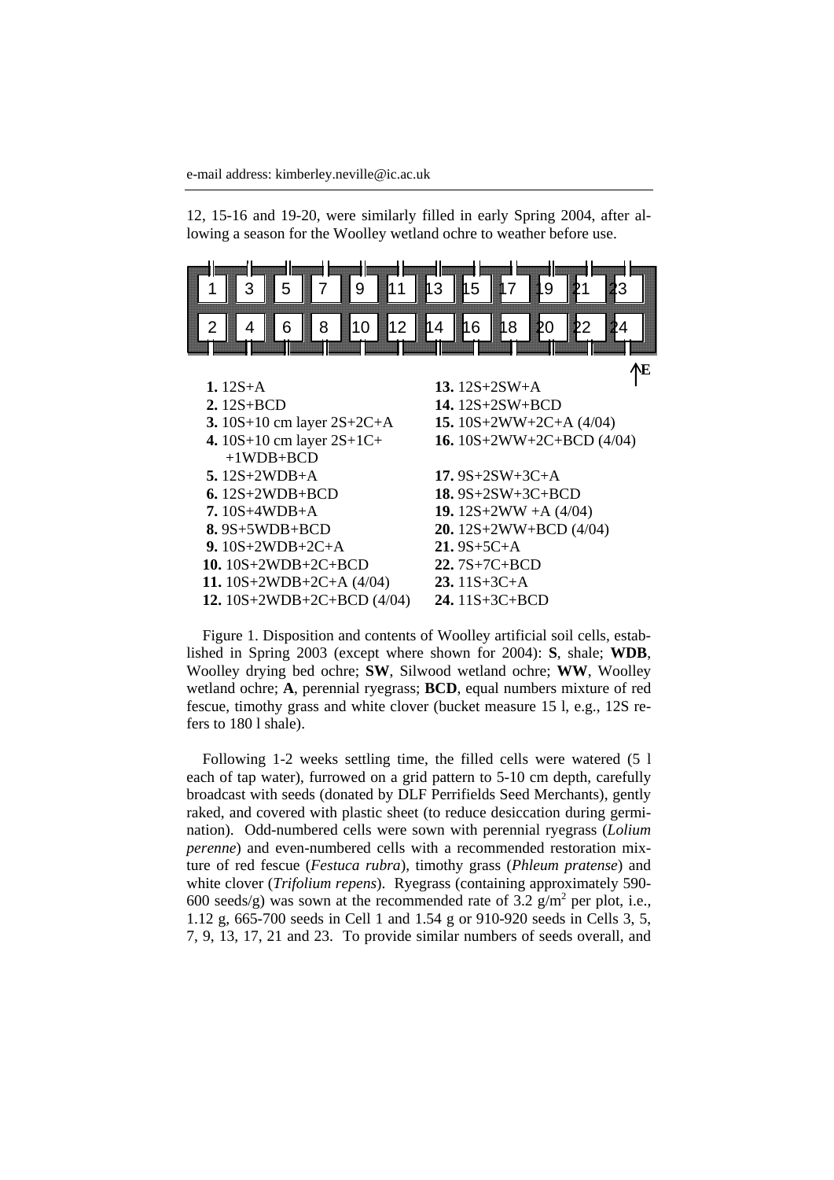e-mail address: kimberley.neville@ic.ac.uk

12, 15-16 and 19-20, were similarly filled in early Spring 2004, after allowing a season for the Woolley wetland ochre to weather before use.

| 1 | 3 | 5 | 7 | 9 | 11 | 13 | 15 | 17 | 19 | 21 | 23 |
|---|---|---|---|---|---|---|---|---|---|---|---|
| 2 | 4 | 6 | 8 | 10 | 12 | 14 | 16 | 18 | 20 | 22 | 24 |

↑E

**1.** 12S+A
**2.** 12S+BCD
**3.** 10S+10 cm layer 2S+2C+A
**4.** 10S+10 cm layer 2S+1C+ +1WDB+BCD
**5.** 12S+2WDB+A
**6.** 12S+2WDB+BCD
**7.** 10S+4WDB+A
**8.** 9S+5WDB+BCD
**9.** 10S+2WDB+2C+A
**10.** 10S+2WDB+2C+BCD
**11.** 10S+2WDB+2C+A (4/04)
**12.** 10S+2WDB+2C+BCD (4/04)
**13.** 12S+2SW+A
**14.** 12S+2SW+BCD
**15.** 10S+2WW+2C+A (4/04)
**16.** 10S+2WW+2C+BCD (4/04)
**17.** 9S+2SW+3C+A
**18.** 9S+2SW+3C+BCD
**19.** 12S+2WW +A (4/04)
**20.** 12S+2WW+BCD (4/04)
**21.** 9S+5C+A
**22.** 7S+7C+BCD
**23.** 11S+3C+A
**24.** 11S+3C+BCD

Figure 1. Disposition and contents of Woolley artificial soil cells, established in Spring 2003 (except where shown for 2004): **S**, shale; **WDB**, Woolley drying bed ochre; **SW**, Silwood wetland ochre; **WW**, Woolley wetland ochre; **A**, perennial ryegrass; **BCD**, equal numbers mixture of red fescue, timothy grass and white clover (bucket measure 15 l, e.g., 12S refers to 180 l shale).

Following 1-2 weeks settling time, the filled cells were watered (5 l each of tap water), furrowed on a grid pattern to 5-10 cm depth, carefully broadcast with seeds (donated by DLF Perrifields Seed Merchants), gently raked, and covered with plastic sheet (to reduce desiccation during germination). Odd-numbered cells were sown with perennial ryegrass (*Lolium perenne*) and even-numbered cells with a recommended restoration mixture of red fescue (*Festuca rubra*), timothy grass (*Phleum pratense*) and white clover (*Trifolium repens*). Ryegrass (containing approximately 590-600 seeds/g) was sown at the recommended rate of 3.2 $g/m^2$ per plot, i.e., 1.12 g, 665-700 seeds in Cell 1 and 1.54 g or 910-920 seeds in Cells 3, 5, 7, 9, 13, 17, 21 and 23. To provide similar numbers of seeds overall, and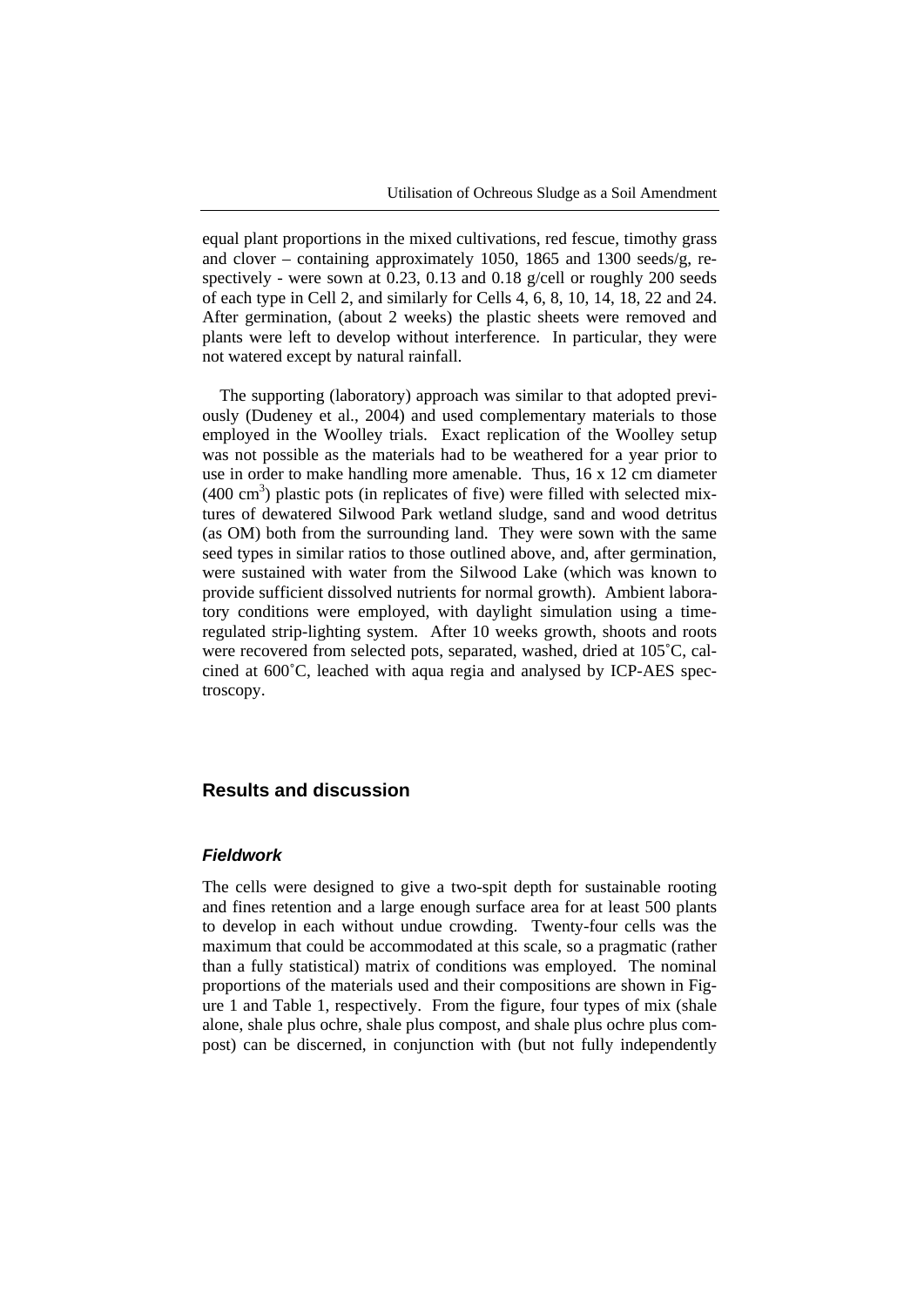equal plant proportions in the mixed cultivations, red fescue, timothy grass and clover – containing approximately 1050, 1865 and 1300 seeds/g, respectively - were sown at 0.23, 0.13 and 0.18 g/cell or roughly 200 seeds of each type in Cell 2, and similarly for Cells 4, 6, 8, 10, 14, 18, 22 and 24. After germination, (about 2 weeks) the plastic sheets were removed and plants were left to develop without interference. In particular, they were not watered except by natural rainfall.

The supporting (laboratory) approach was similar to that adopted previously (Dudeney et al., 2004) and used complementary materials to those employed in the Woolley trials. Exact replication of the Woolley setup was not possible as the materials had to be weathered for a year prior to use in order to make handling more amenable. Thus, 16 x 12 cm diameter (400 $cm^3$) plastic pots (in replicates of five) were filled with selected mixtures of dewatered Silwood Park wetland sludge, sand and wood detritus (as OM) both from the surrounding land. They were sown with the same seed types in similar ratios to those outlined above, and, after germination, were sustained with water from the Silwood Lake (which was known to provide sufficient dissolved nutrients for normal growth). Ambient laboratory conditions were employed, with daylight simulation using a time-regulated strip-lighting system. After 10 weeks growth, shoots and roots were recovered from selected pots, separated, washed, dried at 105˚C, calcined at 600˚C, leached with aqua regia and analysed by ICP-AES spectroscopy.

## Results and discussion

### *Fieldwork*

The cells were designed to give a two-spit depth for sustainable rooting and fines retention and a large enough surface area for at least 500 plants to develop in each without undue crowding. Twenty-four cells was the maximum that could be accommodated at this scale, so a pragmatic (rather than a fully statistical) matrix of conditions was employed. The nominal proportions of the materials used and their compositions are shown in Figure 1 and Table 1, respectively. From the figure, four types of mix (shale alone, shale plus ochre, shale plus compost, and shale plus ochre plus compost) can be discerned, in conjunction with (but not fully independently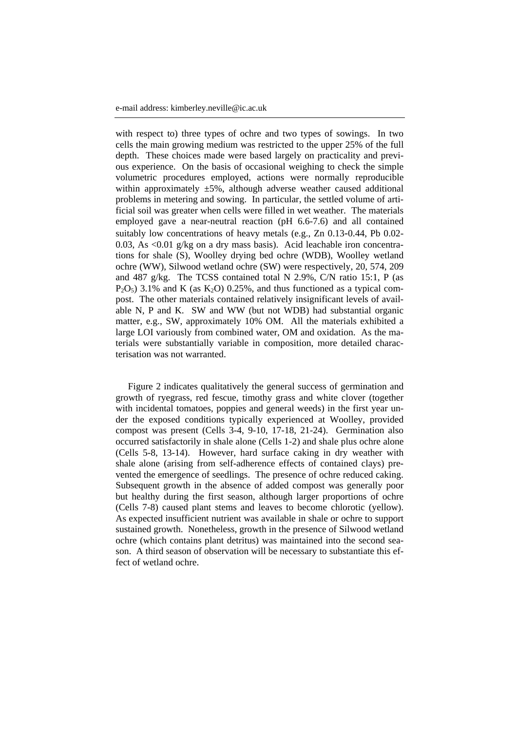e-mail address: kimberley.neville@ic.ac.uk

with respect to) three types of ochre and two types of sowings. In two cells the main growing medium was restricted to the upper 25% of the full depth. These choices made were based largely on practicality and previous experience. On the basis of occasional weighing to check the simple volumetric procedures employed, actions were normally reproducible within approximately ±5%, although adverse weather caused additional problems in metering and sowing. In particular, the settled volume of artificial soil was greater when cells were filled in wet weather. The materials employed gave a near-neutral reaction (pH 6.6-7.6) and all contained suitably low concentrations of heavy metals (e.g., Zn 0.13-0.44, Pb 0.02-0.03, As <0.01 g/kg on a dry mass basis). Acid leachable iron concentrations for shale (S), Woolley drying bed ochre (WDB), Woolley wetland ochre (WW), Silwood wetland ochre (SW) were respectively, 20, 574, 209 and 487 g/kg. The TCSS contained total N 2.9%, C/N ratio 15:1, P (as $P_2O_5$) 3.1% and K (as $K_2O$) 0.25%, and thus functioned as a typical compost. The other materials contained relatively insignificant levels of available N, P and K. SW and WW (but not WDB) had substantial organic matter, e.g., SW, approximately 10% OM. All the materials exhibited a large LOI variously from combined water, OM and oxidation. As the materials were substantially variable in composition, more detailed characterisation was not warranted.

Figure 2 indicates qualitatively the general success of germination and growth of ryegrass, red fescue, timothy grass and white clover (together with incidental tomatoes, poppies and general weeds) in the first year under the exposed conditions typically experienced at Woolley, provided compost was present (Cells 3-4, 9-10, 17-18, 21-24). Germination also occurred satisfactorily in shale alone (Cells 1-2) and shale plus ochre alone (Cells 5-8, 13-14). However, hard surface caking in dry weather with shale alone (arising from self-adherence effects of contained clays) prevented the emergence of seedlings. The presence of ochre reduced caking. Subsequent growth in the absence of added compost was generally poor but healthy during the first season, although larger proportions of ochre (Cells 7-8) caused plant stems and leaves to become chlorotic (yellow). As expected insufficient nutrient was available in shale or ochre to support sustained growth. Nonetheless, growth in the presence of Silwood wetland ochre (which contains plant detritus) was maintained into the second season. A third season of observation will be necessary to substantiate this effect of wetland ochre.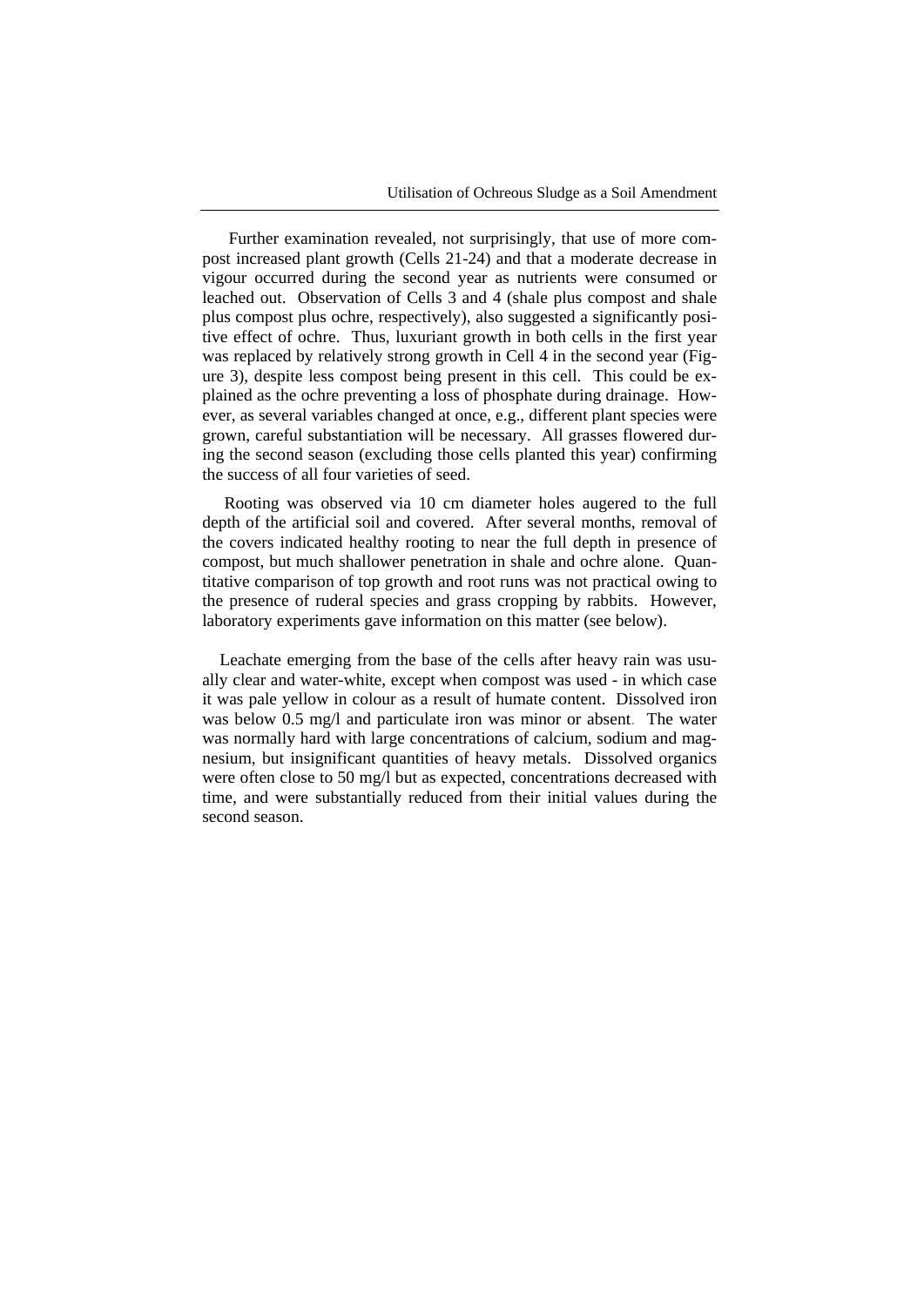Further examination revealed, not surprisingly, that use of more compost increased plant growth (Cells 21-24) and that a moderate decrease in vigour occurred during the second year as nutrients were consumed or leached out. Observation of Cells 3 and 4 (shale plus compost and shale plus compost plus ochre, respectively), also suggested a significantly positive effect of ochre. Thus, luxuriant growth in both cells in the first year was replaced by relatively strong growth in Cell 4 in the second year (Figure 3), despite less compost being present in this cell. This could be explained as the ochre preventing a loss of phosphate during drainage. However, as several variables changed at once, e.g., different plant species were grown, careful substantiation will be necessary. All grasses flowered during the second season (excluding those cells planted this year) confirming the success of all four varieties of seed.

Rooting was observed via 10 cm diameter holes augered to the full depth of the artificial soil and covered. After several months, removal of the covers indicated healthy rooting to near the full depth in presence of compost, but much shallower penetration in shale and ochre alone. Quantitative comparison of top growth and root runs was not practical owing to the presence of ruderal species and grass cropping by rabbits. However, laboratory experiments gave information on this matter (see below).

Leachate emerging from the base of the cells after heavy rain was usually clear and water-white, except when compost was used - in which case it was pale yellow in colour as a result of humate content. Dissolved iron was below 0.5 mg/l and particulate iron was minor or absent. The water was normally hard with large concentrations of calcium, sodium and magnesium, but insignificant quantities of heavy metals. Dissolved organics were often close to 50 mg/l but as expected, concentrations decreased with time, and were substantially reduced from their initial values during the second season.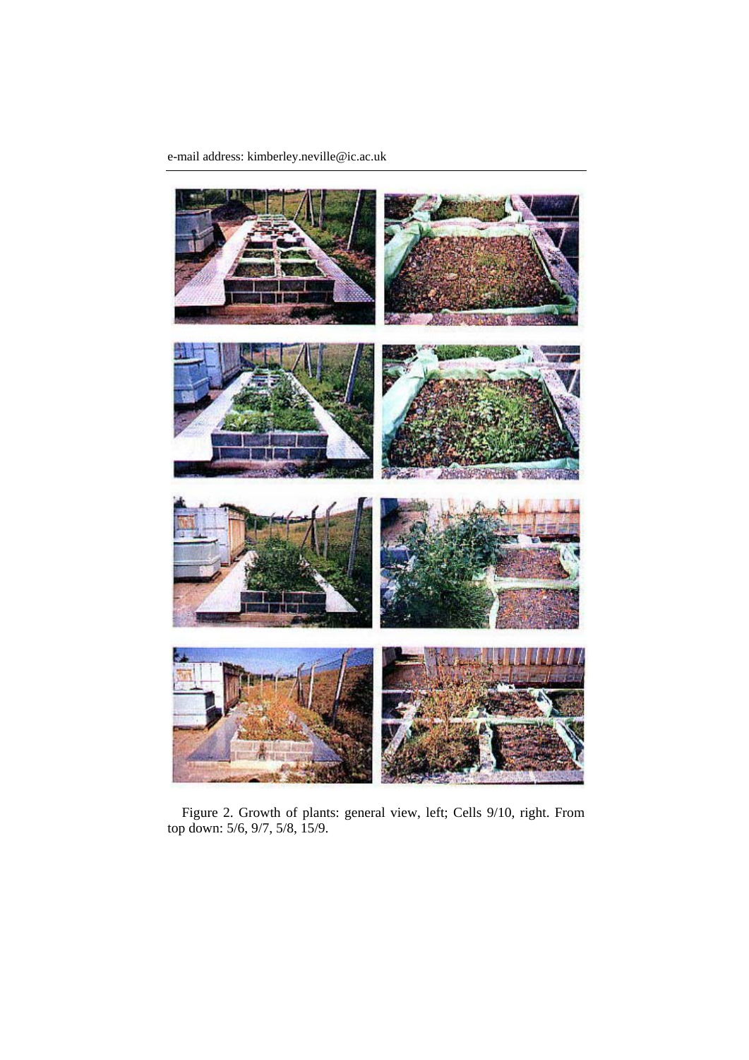e-mail address: kimberley.neville@ic.ac.uk

Figure 2. Growth of plants: general view, left; Cells 9/10, right. From top down: 5/6, 9/7, 5/8, 15/9.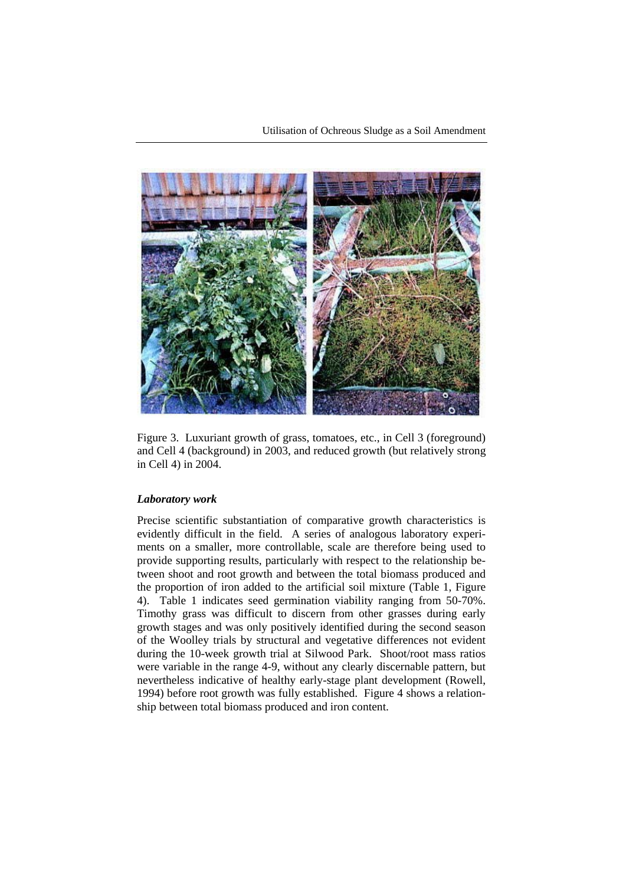Figure 3. Luxuriant growth of grass, tomatoes, etc., in Cell 3 (foreground) and Cell 4 (background) in 2003, and reduced growth (but relatively strong in Cell 4) in 2004.

### *Laboratory work*

Precise scientific substantiation of comparative growth characteristics is evidently difficult in the field. A series of analogous laboratory experiments on a smaller, more controllable, scale are therefore being used to provide supporting results, particularly with respect to the relationship between shoot and root growth and between the total biomass produced and the proportion of iron added to the artificial soil mixture (Table 1, Figure 4). Table 1 indicates seed germination viability ranging from 50-70%. Timothy grass was difficult to discern from other grasses during early growth stages and was only positively identified during the second season of the Woolley trials by structural and vegetative differences not evident during the 10-week growth trial at Silwood Park. Shoot/root mass ratios were variable in the range 4-9, without any clearly discernable pattern, but nevertheless indicative of healthy early-stage plant development (Rowell, 1994) before root growth was fully established. Figure 4 shows a relationship between total biomass produced and iron content.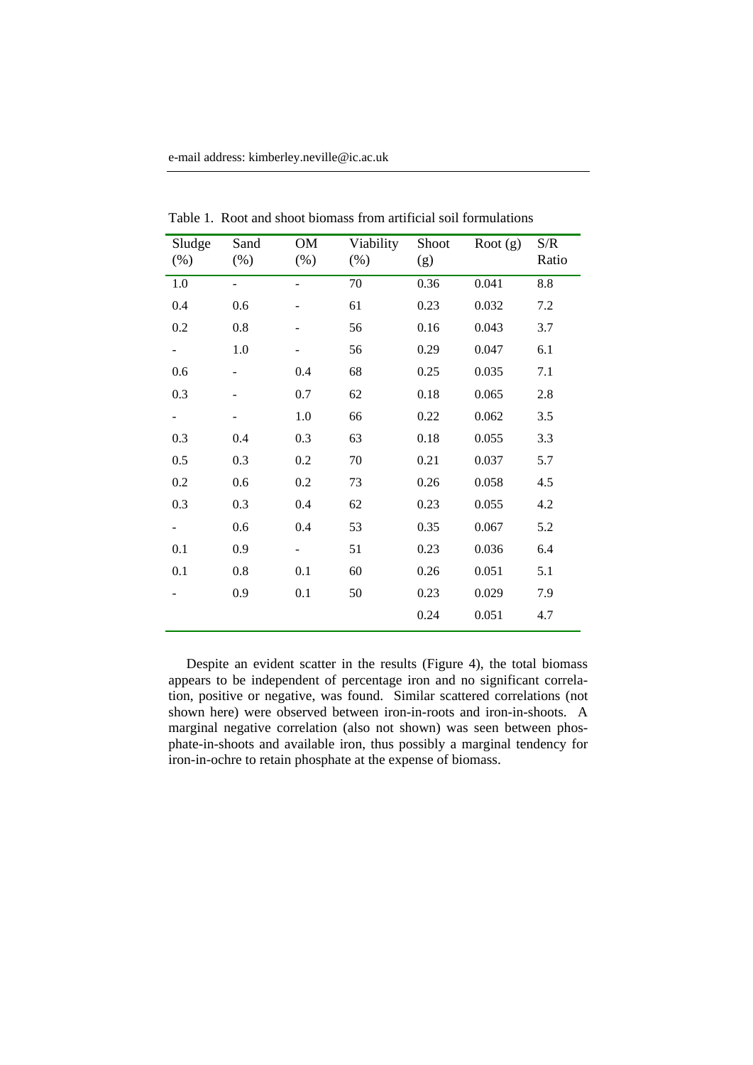e-mail address: kimberley.neville@ic.ac.uk

Table 1. Root and shoot biomass from artificial soil formulations

| Sludge (%) | Sand (%) | OM (%) | Viability (%) | Shoot (g) | Root (g) | S/R Ratio |
|---|---|---|---|---|---|---|
| 1.0 | - | - | 70 | 0.36 | 0.041 | 8.8 |
| 0.4 | 0.6 | - | 61 | 0.23 | 0.032 | 7.2 |
| 0.2 | 0.8 | - | 56 | 0.16 | 0.043 | 3.7 |
| - | 1.0 | - | 56 | 0.29 | 0.047 | 6.1 |
| 0.6 | - | 0.4 | 68 | 0.25 | 0.035 | 7.1 |
| 0.3 | - | 0.7 | 62 | 0.18 | 0.065 | 2.8 |
| - | - | 1.0 | 66 | 0.22 | 0.062 | 3.5 |
| 0.3 | 0.4 | 0.3 | 63 | 0.18 | 0.055 | 3.3 |
| 0.5 | 0.3 | 0.2 | 70 | 0.21 | 0.037 | 5.7 |
| 0.2 | 0.6 | 0.2 | 73 | 0.26 | 0.058 | 4.5 |
| 0.3 | 0.3 | 0.4 | 62 | 0.23 | 0.055 | 4.2 |
| - | 0.6 | 0.4 | 53 | 0.35 | 0.067 | 5.2 |
| 0.1 | 0.9 | - | 51 | 0.23 | 0.036 | 6.4 |
| 0.1 | 0.8 | 0.1 | 60 | 0.26 | 0.051 | 5.1 |
| - | 0.9 | 0.1 | 50 | 0.23 | 0.029 | 7.9 |
| | | | | 0.24 | 0.051 | 4.7 |

Despite an evident scatter in the results (Figure 4), the total biomass appears to be independent of percentage iron and no significant correlation, positive or negative, was found. Similar scattered correlations (not shown here) were observed between iron-in-roots and iron-in-shoots. A marginal negative correlation (also not shown) was seen between phosphate-in-shoots and available iron, thus possibly a marginal tendency for iron-in-ochre to retain phosphate at the expense of biomass.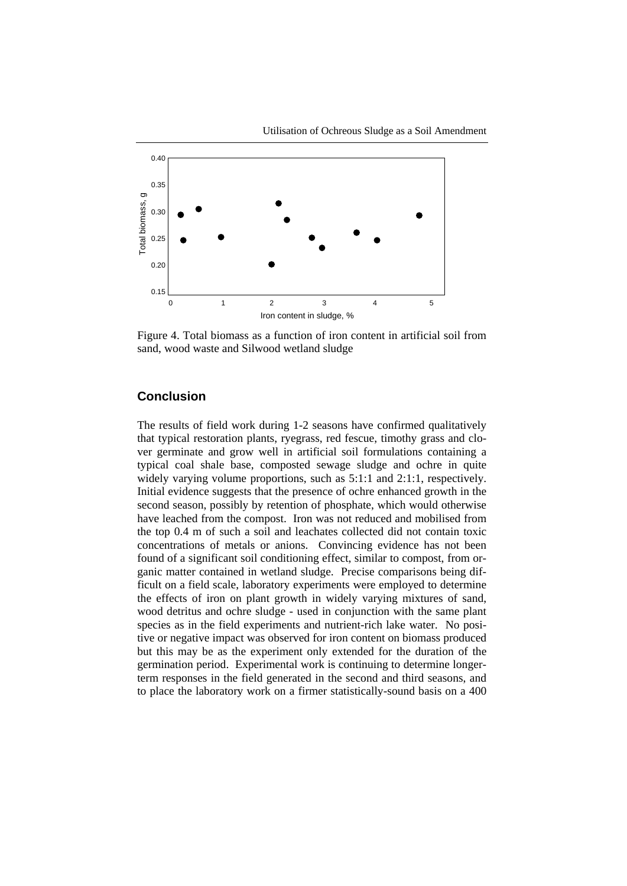Figure 4. Total biomass as a function of iron content in artificial soil from sand, wood waste and Silwood wetland sludge

## Conclusion

The results of field work during 1-2 seasons have confirmed qualitatively that typical restoration plants, ryegrass, red fescue, timothy grass and clover germinate and grow well in artificial soil formulations containing a typical coal shale base, composted sewage sludge and ochre in quite widely varying volume proportions, such as 5:1:1 and 2:1:1, respectively. Initial evidence suggests that the presence of ochre enhanced growth in the second season, possibly by retention of phosphate, which would otherwise have leached from the compost. Iron was not reduced and mobilised from the top 0.4 m of such a soil and leachates collected did not contain toxic concentrations of metals or anions. Convincing evidence has not been found of a significant soil conditioning effect, similar to compost, from organic matter contained in wetland sludge. Precise comparisons being difficult on a field scale, laboratory experiments were employed to determine the effects of iron on plant growth in widely varying mixtures of sand, wood detritus and ochre sludge - used in conjunction with the same plant species as in the field experiments and nutrient-rich lake water. No positive or negative impact was observed for iron content on biomass produced but this may be as the experiment only extended for the duration of the germination period. Experimental work is continuing to determine longer-term responses in the field generated in the second and third seasons, and to place the laboratory work on a firmer statistically-sound basis on a 400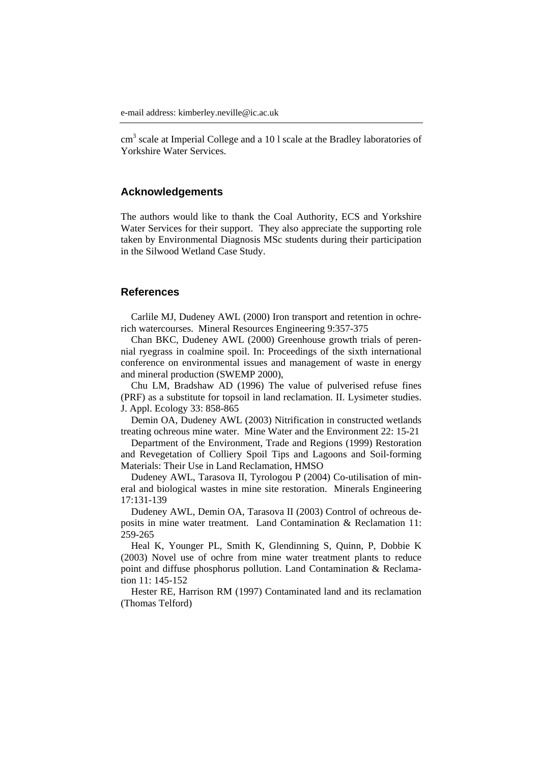e-mail address: kimberley.neville@ic.ac.uk

$cm^3$ scale at Imperial College and a 10 l scale at the Bradley laboratories of Yorkshire Water Services.

## Acknowledgements

The authors would like to thank the Coal Authority, ECS and Yorkshire Water Services for their support. They also appreciate the supporting role taken by Environmental Diagnosis MSc students during their participation in the Silwood Wetland Case Study.

## References

Carlile MJ, Dudeney AWL (2000) Iron transport and retention in ochre-rich watercourses. Mineral Resources Engineering 9:357-375

Chan BKC, Dudeney AWL (2000) Greenhouse growth trials of perennial ryegrass in coalmine spoil. In: Proceedings of the sixth international conference on environmental issues and management of waste in energy and mineral production (SWEMP 2000),

Chu LM, Bradshaw AD (1996) The value of pulverised refuse fines (PRF) as a substitute for topsoil in land reclamation. II. Lysimeter studies. J. Appl. Ecology 33: 858-865

Demin OA, Dudeney AWL (2003) Nitrification in constructed wetlands treating ochreous mine water. Mine Water and the Environment 22: 15-21

Department of the Environment, Trade and Regions (1999) Restoration and Revegetation of Colliery Spoil Tips and Lagoons and Soil-forming Materials: Their Use in Land Reclamation, HMSO

Dudeney AWL, Tarasova II, Tyrologou P (2004) Co-utilisation of mineral and biological wastes in mine site restoration. Minerals Engineering 17:131-139

Dudeney AWL, Demin OA, Tarasova II (2003) Control of ochreous deposits in mine water treatment. Land Contamination & Reclamation 11: 259-265

Heal K, Younger PL, Smith K, Glendinning S, Quinn, P, Dobbie K (2003) Novel use of ochre from mine water treatment plants to reduce point and diffuse phosphorus pollution. Land Contamination & Reclamation 11: 145-152

Hester RE, Harrison RM (1997) Contaminated land and its reclamation (Thomas Telford)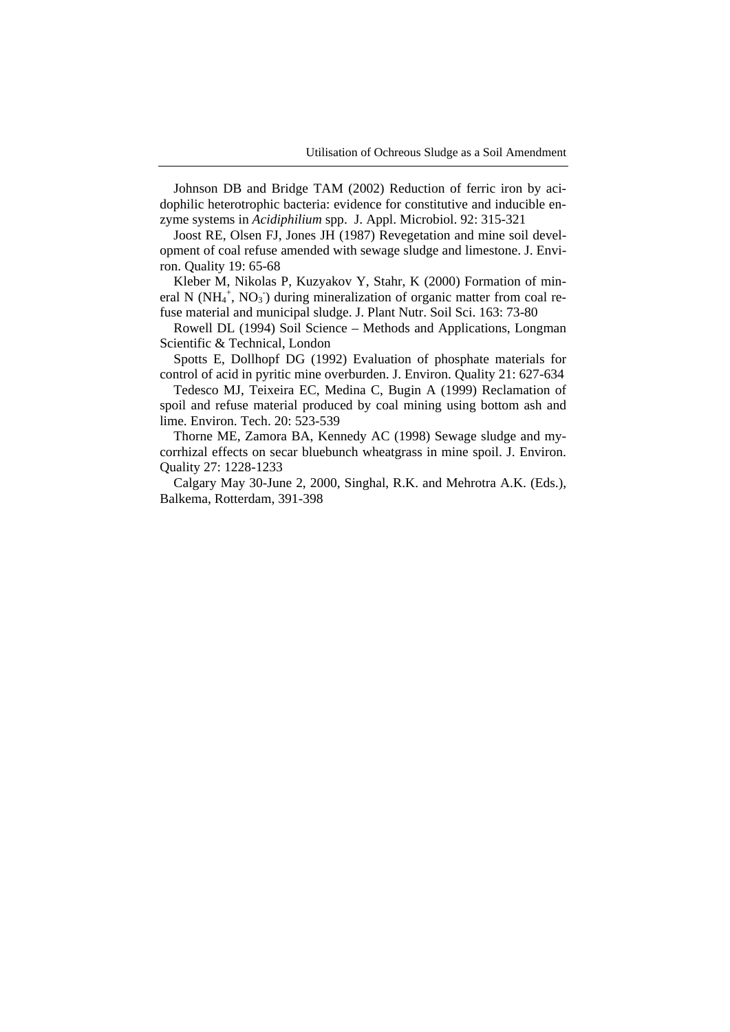Johnson DB and Bridge TAM (2002) Reduction of ferric iron by acidophilic heterotrophic bacteria: evidence for constitutive and inducible enzyme systems in *Acidiphilium* spp. J. Appl. Microbiol. 92: 315-321

Joost RE, Olsen FJ, Jones JH (1987) Revegetation and mine soil development of coal refuse amended with sewage sludge and limestone. J. Environ. Quality 19: 65-68

Kleber M, Nikolas P, Kuzyakov Y, Stahr, K (2000) Formation of mineral N ($NH_4^+$, $NO_3^-$) during mineralization of organic matter from coal refuse material and municipal sludge. J. Plant Nutr. Soil Sci. 163: 73-80

Rowell DL (1994) Soil Science – Methods and Applications, Longman Scientific & Technical, London

Spotts E, Dollhopf DG (1992) Evaluation of phosphate materials for control of acid in pyritic mine overburden. J. Environ. Quality 21: 627-634

Tedesco MJ, Teixeira EC, Medina C, Bugin A (1999) Reclamation of spoil and refuse material produced by coal mining using bottom ash and lime. Environ. Tech. 20: 523-539

Thorne ME, Zamora BA, Kennedy AC (1998) Sewage sludge and mycorrhizal effects on secar bluebunch wheatgrass in mine spoil. J. Environ. Quality 27: 1228-1233

Calgary May 30-June 2, 2000, Singhal, R.K. and Mehrotra A.K. (Eds.), Balkema, Rotterdam, 391-398